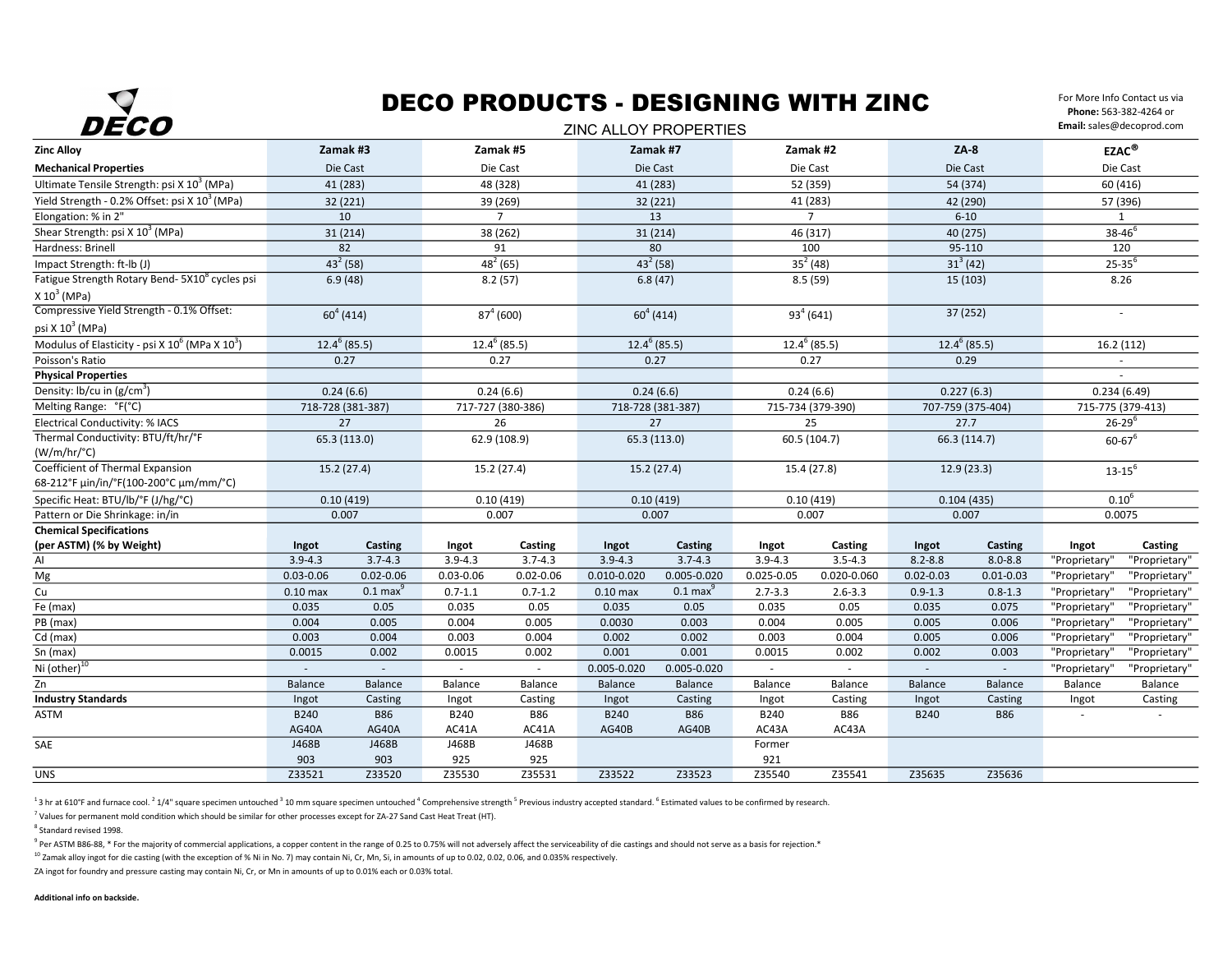# DECO PRODUCTS - DESIGNING WITH ZINC

## ZINC ALLOY PROPERTIES

For More Info Contact us via
**Phone:** 563-382-4264 or
**Email:** sales@decoprod.com

| Zinc Alloy | Zamak #3 | | Zamak #5 | | Zamak #7 | | Zamak #2 | | ZA-8 | | EZAC® | |
|---|---|---|---|---|---|---|---|---|---|---|---|---|
| **Mechanical Properties** | Die Cast | | Die Cast | | Die Cast | | Die Cast | | Die Cast | | Die Cast | |
| Ultimate Tensile Strength: psi X $10^3$ (MPa) | 41 (283) | | 48 (328) | | 41 (283) | | 52 (359) | | 54 (374) | | 60 (416) | |
| Yield Strength - 0.2% Offset: psi X $10^3$ (MPa) | 32 (221) | | 39 (269) | | 32 (221) | | 41 (283) | | 42 (290) | | 57 (396) | |
| Elongation: % in 2" | 10 | | 7 | | 13 | | 7 | | 6-10 | | 1 | |
| Shear Strength: psi X $10^3$ (MPa) | 31 (214) | | 38 (262) | | 31 (214) | | 46 (317) | | 40 (275) | | 38-46[6] | |
| Hardness: Brinell | 82 | | 91 | | 80 | | 100 | | 95-110 | | 120 | |
| Impact Strength: ft-lb (J) | 43[2] (58) | | 48[2] (65) | | 43[2] (58) | | 35[2] (48) | | 31[3] (42) | | 25-35[6] | |
| Fatigue Strength Rotary Bend- 5X10[8] cycles psi X $10^3$ (MPa) | 6.9 (48) | | 8.2 (57) | | 6.8 (47) | | 8.5 (59) | | 15 (103) | | 8.26 | |
| Compressive Yield Strength - 0.1% Offset: psi X $10^3$ (MPa) | 60[4] (414) | | 87[4] (600) | | 60[4] (414) | | 93[4] (641) | | 37 (252) | | - | |
| Modulus of Elasticity - psi X $10^6$ (MPa X $10^3$) | 12.4[6] (85.5) | | 12.4[6] (85.5) | | 12.4[6] (85.5) | | 12.4[6] (85.5) | | 12.4[6] (85.5) | | 16.2 (112) | |
| Poisson's Ratio | 0.27 | | 0.27 | | 0.27 | | 0.27 | | 0.29 | | - | |
| **Physical Properties** | | | | | | | | | | | - | |
| Density: lb/cu in (g/cm$^3$) | 0.24 (6.6) | | 0.24 (6.6) | | 0.24 (6.6) | | 0.24 (6.6) | | 0.227 (6.3) | | 0.234 (6.49) | |
| Melting Range: °F(°C) | 718-728 (381-387) | | 717-727 (380-386) | | 718-728 (381-387) | | 715-734 (379-390) | | 707-759 (375-404) | | 715-775 (379-413) | |
| Electrical Conductivity: % IACS | 27 | | 26 | | 27 | | 25 | | 27.7 | | 26-29[6] | |
| Thermal Conductivity: BTU/ft/hr/°F (W/m/hr/°C) | 65.3 (113.0) | | 62.9 (108.9) | | 65.3 (113.0) | | 60.5 (104.7) | | 66.3 (114.7) | | 60-67[6] | |
| Coefficient of Thermal Expansion 68-212°F µin/in/°F(100-200°C µm/mm/°C) | 15.2 (27.4) | | 15.2 (27.4) | | 15.2 (27.4) | | 15.4 (27.8) | | 12.9 (23.3) | | 13-15[6] | |
| Specific Heat: BTU/lb/°F (J/hg/°C) | 0.10 (419) | | 0.10 (419) | | 0.10 (419) | | 0.10 (419) | | 0.104 (435) | | 0.10[6] | |
| Pattern or Die Shrinkage: in/in | 0.007 | | 0.007 | | 0.007 | | 0.007 | | 0.007 | | 0.0075 | |
| **Chemical Specifications (per ASTM) (% by Weight)** | **Ingot** | **Casting** | **Ingot** | **Casting** | **Ingot** | **Casting** | **Ingot** | **Casting** | **Ingot** | **Casting** | **Ingot** | **Casting** |
| Al | 3.9-4.3 | 3.7-4.3 | 3.9-4.3 | 3.7-4.3 | 3.9-4.3 | 3.7-4.3 | 3.9-4.3 | 3.5-4.3 | 8.2-8.8 | 8.0-8.8 | "Proprietary" | "Proprietary" |
| Mg | 0.03-0.06 | 0.02-0.06 | 0.03-0.06 | 0.02-0.06 | 0.010-0.020 | 0.005-0.020 | 0.025-0.05 | 0.020-0.060 | 0.02-0.03 | 0.01-0.03 | "Proprietary" | "Proprietary" |
| Cu | 0.10 max | 0.1 max[9] | 0.7-1.1 | 0.7-1.2 | 0.10 max | 0.1 max[9] | 2.7-3.3 | 2.6-3.3 | 0.9-1.3 | 0.8-1.3 | "Proprietary" | "Proprietary" |
| Fe (max) | 0.035 | 0.05 | 0.035 | 0.05 | 0.035 | 0.05 | 0.035 | 0.05 | 0.035 | 0.075 | "Proprietary" | "Proprietary" |
| PB (max) | 0.004 | 0.005 | 0.004 | 0.005 | 0.0030 | 0.003 | 0.004 | 0.005 | 0.005 | 0.006 | "Proprietary" | "Proprietary" |
| Cd (max) | 0.003 | 0.004 | 0.003 | 0.004 | 0.002 | 0.002 | 0.003 | 0.004 | 0.005 | 0.006 | "Proprietary" | "Proprietary" |
| Sn (max) | 0.0015 | 0.002 | 0.0015 | 0.002 | 0.001 | 0.001 | 0.0015 | 0.002 | 0.002 | 0.003 | "Proprietary" | "Proprietary" |
| Ni (other)[10] | - | - | - | - | 0.005-0.020 | 0.005-0.020 | - | - | - | - | "Proprietary" | "Proprietary" |
| Zn | Balance | Balance | Balance | Balance | Balance | Balance | Balance | Balance | Balance | Balance | Balance | Balance |
| **Industry Standards** | Ingot | Casting | Ingot | Casting | Ingot | Casting | Ingot | Casting | Ingot | Casting | Ingot | Casting |
| ASTM | B240 AG40A | B86 AG40A | B240 AC41A | B86 AC41A | B240 AG40B | B86 AG40B | B240 AC43A | B86 AC43A | B240 | B86 | - | - |
| SAE | J468B 903 | J468B 903 | J468B 925 | J468B 925 | | | Former 921 | | | | | |
| UNS | Z33521 | Z33520 | Z35530 | Z35531 | Z33522 | Z33523 | Z35540 | Z35541 | Z35635 | Z35636 | | |

[1] 3 hr at 610°F and furnace cool. [2] 1/4" square specimen untouched [3] 10 mm square specimen untouched [4] Comprehensive strength [5] Previous industry accepted standard. [6] Estimated values to be confirmed by research.

[7] Values for permanent mold condition which should be similar for other processes except for ZA-27 Sand Cast Heat Treat (HT).

[8] Standard revised 1998.

[9] Per ASTM B86-88, * For the majority of commercial applications, a copper content in the range of 0.25 to 0.75% will not adversely affect the serviceability of die castings and should not serve as a basis for rejection.*

[10] Zamak alloy ingot for die casting (with the exception of % Ni in No. 7) may contain Ni, Cr, Mn, Si, in amounts of up to 0.02, 0.02, 0.06, and 0.035% respectively.

ZA ingot for foundry and pressure casting may contain Ni, Cr, or Mn in amounts of up to 0.01% each or 0.03% total.

**Additional info on backside.**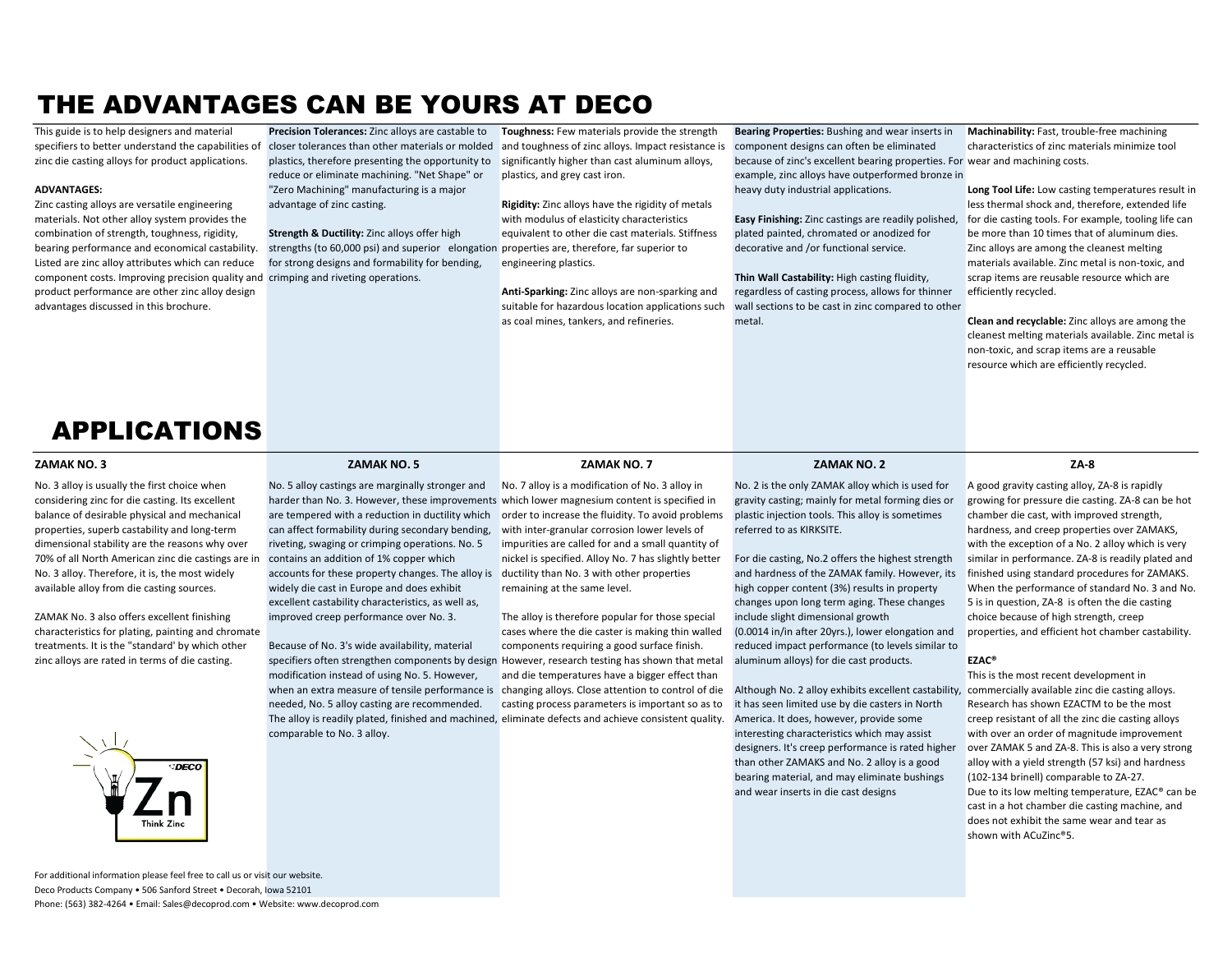# THE ADVANTAGES CAN BE YOURS AT DECO

This guide is to help designers and material specifiers to better understand the capabilities of zinc die casting alloys for product applications.

**ADVANTAGES:**

Zinc casting alloys are versatile engineering materials. Not other alloy system provides the combination of strength, toughness, rigidity, bearing performance and economical castability. Listed are zinc alloy attributes which can reduce component costs. Improving precision quality and product performance are other zinc alloy design advantages discussed in this brochure.

**Precision Tolerances:** Zinc alloys are castable to closer tolerances than other materials or molded plastics, therefore presenting the opportunity to reduce or eliminate machining. "Net Shape" or "Zero Machining" manufacturing is a major advantage of zinc casting.

**Strength & Ductility:** Zinc alloys offer high strengths (to 60,000 psi) and superior elongation for strong designs and formability for bending, crimping and riveting operations.

**Toughness:** Few materials provide the strength and toughness of zinc alloys. Impact resistance is significantly higher than cast aluminum alloys, plastics, and grey cast iron.

**Rigidity:** Zinc alloys have the rigidity of metals with modulus of elasticity characteristics equivalent to other die cast materials. Stiffness properties are, therefore, far superior to engineering plastics.

**Anti-Sparking:** Zinc alloys are non-sparking and suitable for hazardous location applications such as coal mines, tankers, and refineries.

**Bearing Properties:** Bushing and wear inserts in component designs can often be eliminated because of zinc's excellent bearing properties. For example, zinc alloys have outperformed bronze in heavy duty industrial applications.

**Easy Finishing:** Zinc castings are readily polished, plated painted, chromated or anodized for decorative and /or functional service.

**Thin Wall Castability:** High casting fluidity, regardless of casting process, allows for thinner wall sections to be cast in zinc compared to other metal.

**Machinability:** Fast, trouble-free machining characteristics of zinc materials minimize tool wear and machining costs.

**Long Tool Life:** Low casting temperatures result in less thermal shock and, therefore, extended life for die casting tools. For example, tooling life can be more than 10 times that of aluminum dies. Zinc alloys are among the cleanest melting materials available. Zinc metal is non-toxic, and scrap items are reusable resource which are efficiently recycled.

**Clean and recyclable:** Zinc alloys are among the cleanest melting materials available. Zinc metal is non-toxic, and scrap items are a reusable resource which are efficiently recycled.

# APPLICATIONS

### ZAMAK NO. 3

No. 3 alloy is usually the first choice when considering zinc for die casting. Its excellent balance of desirable physical and mechanical properties, superb castability and long-term dimensional stability are the reasons why over 70% of all North American zinc die castings are in No. 3 alloy. Therefore, it is, the most widely available alloy from die casting sources.

ZAMAK No. 3 also offers excellent finishing characteristics for plating, painting and chromate treatments. It is the "standard' by which other zinc alloys are rated in terms of die casting.

### ZAMAK NO. 5

No. 5 alloy castings are marginally stronger and harder than No. 3. However, these improvements are tempered with a reduction in ductility which can affect formability during secondary bending, riveting, swaging or crimping operations. No. 5 contains an addition of 1% copper which accounts for these property changes. The alloy is widely die cast in Europe and does exhibit excellent castability characteristics, as well as, improved creep performance over No. 3.

Because of No. 3's wide availability, material specifiers often strengthen components by design modification instead of using No. 5. However, when an extra measure of tensile performance is needed, No. 5 alloy casting are recommended. The alloy is readily plated, finished and machined, comparable to No. 3 alloy.

### ZAMAK NO. 7

No. 7 alloy is a modification of No. 3 alloy in which lower magnesium content is specified in order to increase the fluidity. To avoid problems with inter-granular corrosion lower levels of impurities are called for and a small quantity of nickel is specified. Alloy No. 7 has slightly better ductility than No. 3 with other properties remaining at the same level.

The alloy is therefore popular for those special cases where the die caster is making thin walled components requiring a good surface finish. However, research testing has shown that metal and die temperatures have a bigger effect than changing alloys. Close attention to control of die casting process parameters is important so as to eliminate defects and achieve consistent quality.

### ZAMAK NO. 2

No. 2 is the only ZAMAK alloy which is used for gravity casting; mainly for metal forming dies or plastic injection tools. This alloy is sometimes referred to as KIRKSITE.

For die casting, No.2 offers the highest strength and hardness of the ZAMAK family. However, its high copper content (3%) results in property changes upon long term aging. These changes include slight dimensional growth (0.0014 in/in after 20yrs.), lower elongation and reduced impact performance (to levels similar to aluminum alloys) for die cast products.

Although No. 2 alloy exhibits excellent castability, it has seen limited use by die casters in North America. It does, however, provide some interesting characteristics which may assist designers. It's creep performance is rated higher than other ZAMAKS and No. 2 alloy is a good bearing material, and may eliminate bushings and wear inserts in die cast designs

### ZA-8

A good gravity casting alloy, ZA-8 is rapidly growing for pressure die casting. ZA-8 can be hot chamber die cast, with improved strength, hardness, and creep properties over ZAMAKS, with the exception of a No. 2 alloy which is very similar in performance. ZA-8 is readily plated and finished using standard procedures for ZAMAKS. When the performance of standard No. 3 and No. 5 is in question, ZA-8 is often the die casting choice because of high strength, creep properties, and efficient hot chamber castability.

**EZAC®**

This is the most recent development in commercially available zinc die casting alloys. Research has shown EZACTM to be the most creep resistant of all the zinc die casting alloys with over an order of magnitude improvement over ZAMAK 5 and ZA-8. This is also a very strong alloy with a yield strength (57 ksi) and hardness (102-134 brinell) comparable to ZA-27. Due to its low melting temperature, EZAC® can be cast in a hot chamber die casting machine, and does not exhibit the same wear and tear as shown with ACuZinc®5.

DECO

Zn

Think Zinc

For additional information please feel free to call us or visit our website.

Deco Products Company • 506 Sanford Street • Decorah, Iowa 52101

Phone: (563) 382-4264 • Email: Sales@decoprod.com • Website: www.decoprod.com